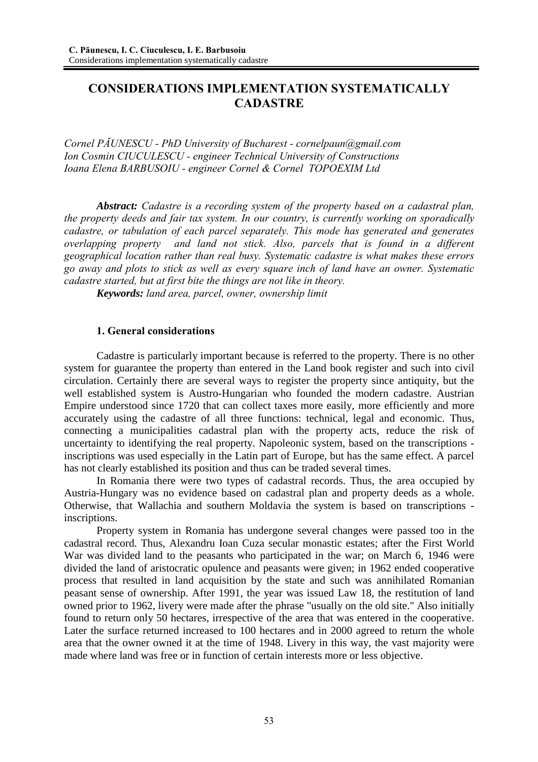# CONSIDERATIONS IMPLEMENTATION SYSTEMATICALLY CADASTRE

*Cornel PĂUNESCU - PhD University of Bucharest - cornelpaun@gmail.com*
*Ion Cosmin CIUCULESCU - engineer Technical University of Constructions*
*Ioana Elena BARBUSOIU - engineer Cornel & Cornel TOPOEXIM Ltd*

***Abstract:*** *Cadastre is a recording system of the property based on a cadastral plan, the property deeds and fair tax system. In our country, is currently working on sporadically cadastre, or tabulation of each parcel separately. This mode has generated and generates overlapping property and land not stick. Also, parcels that is found in a different geographical location rather than real busy. Systematic cadastre is what makes these errors go away and plots to stick as well as every square inch of land have an owner. Systematic cadastre started, but at first bite the things are not like in theory.*

***Keywords:*** *land area, parcel, owner, ownership limit*

## 1. General considerations

Cadastre is particularly important because is referred to the property. There is no other system for guarantee the property than entered in the Land book register and such into civil circulation. Certainly there are several ways to register the property since antiquity, but the well established system is Austro-Hungarian who founded the modern cadastre. Austrian Empire understood since 1720 that can collect taxes more easily, more efficiently and more accurately using the cadastre of all three functions: technical, legal and economic. Thus, connecting a municipalities cadastral plan with the property acts, reduce the risk of uncertainty to identifying the real property. Napoleonic system, based on the transcriptions - inscriptions was used especially in the Latin part of Europe, but has the same effect. A parcel has not clearly established its position and thus can be traded several times.

In Romania there were two types of cadastral records. Thus, the area occupied by Austria-Hungary was no evidence based on cadastral plan and property deeds as a whole. Otherwise, that Wallachia and southern Moldavia the system is based on transcriptions - inscriptions.

Property system in Romania has undergone several changes were passed too in the cadastral record. Thus, Alexandru Ioan Cuza secular monastic estates; after the First World War was divided land to the peasants who participated in the war; on March 6, 1946 were divided the land of aristocratic opulence and peasants were given; in 1962 ended cooperative process that resulted in land acquisition by the state and such was annihilated Romanian peasant sense of ownership. After 1991, the year was issued Law 18, the restitution of land owned prior to 1962, livery were made after the phrase "usually on the old site." Also initially found to return only 50 hectares, irrespective of the area that was entered in the cooperative. Later the surface returned increased to 100 hectares and in 2000 agreed to return the whole area that the owner owned it at the time of 1948. Livery in this way, the vast majority were made where land was free or in function of certain interests more or less objective.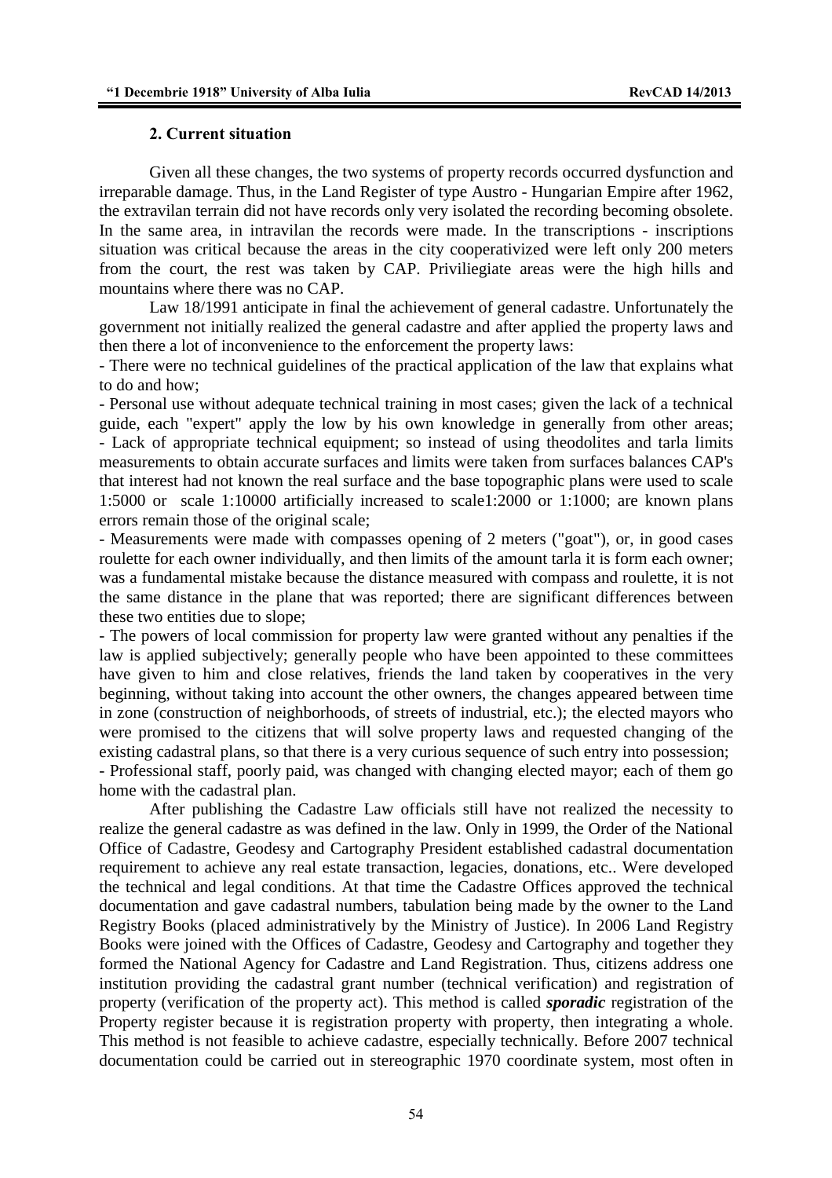## 2. Current situation

Given all these changes, the two systems of property records occurred dysfunction and irreparable damage. Thus, in the Land Register of type Austro - Hungarian Empire after 1962, the extravilan terrain did not have records only very isolated the recording becoming obsolete. In the same area, in intravilan the records were made. In the transcriptions - inscriptions situation was critical because the areas in the city cooperativized were left only 200 meters from the court, the rest was taken by CAP. Priviliegiate areas were the high hills and mountains where there was no CAP.

Law 18/1991 anticipate in final the achievement of general cadastre. Unfortunately the government not initially realized the general cadastre and after applied the property laws and then there a lot of inconvenience to the enforcement the property laws:

- There were no technical guidelines of the practical application of the law that explains what to do and how;
- Personal use without adequate technical training in most cases; given the lack of a technical guide, each "expert" apply the low by his own knowledge in generally from other areas;
- Lack of appropriate technical equipment; so instead of using theodolites and tarla limits measurements to obtain accurate surfaces and limits were taken from surfaces balances CAP's that interest had not known the real surface and the base topographic plans were used to scale 1:5000 or scale 1:10000 artificially increased to scale1:2000 or 1:1000; are known plans errors remain those of the original scale;
- Measurements were made with compasses opening of 2 meters ("goat"), or, in good cases roulette for each owner individually, and then limits of the amount tarla it is form each owner; was a fundamental mistake because the distance measured with compass and roulette, it is not the same distance in the plane that was reported; there are significant differences between these two entities due to slope;
- The powers of local commission for property law were granted without any penalties if the law is applied subjectively; generally people who have been appointed to these committees have given to him and close relatives, friends the land taken by cooperatives in the very beginning, without taking into account the other owners, the changes appeared between time in zone (construction of neighborhoods, of streets of industrial, etc.); the elected mayors who were promised to the citizens that will solve property laws and requested changing of the existing cadastral plans, so that there is a very curious sequence of such entry into possession;
- Professional staff, poorly paid, was changed with changing elected mayor; each of them go home with the cadastral plan.

After publishing the Cadastre Law officials still have not realized the necessity to realize the general cadastre as was defined in the law. Only in 1999, the Order of the National Office of Cadastre, Geodesy and Cartography President established cadastral documentation requirement to achieve any real estate transaction, legacies, donations, etc.. Were developed the technical and legal conditions. At that time the Cadastre Offices approved the technical documentation and gave cadastral numbers, tabulation being made by the owner to the Land Registry Books (placed administratively by the Ministry of Justice). In 2006 Land Registry Books were joined with the Offices of Cadastre, Geodesy and Cartography and together they formed the National Agency for Cadastre and Land Registration. Thus, citizens address one institution providing the cadastral grant number (technical verification) and registration of property (verification of the property act). This method is called ***sporadic*** registration of the Property register because it is registration property with property, then integrating a whole. This method is not feasible to achieve cadastre, especially technically. Before 2007 technical documentation could be carried out in stereographic 1970 coordinate system, most often in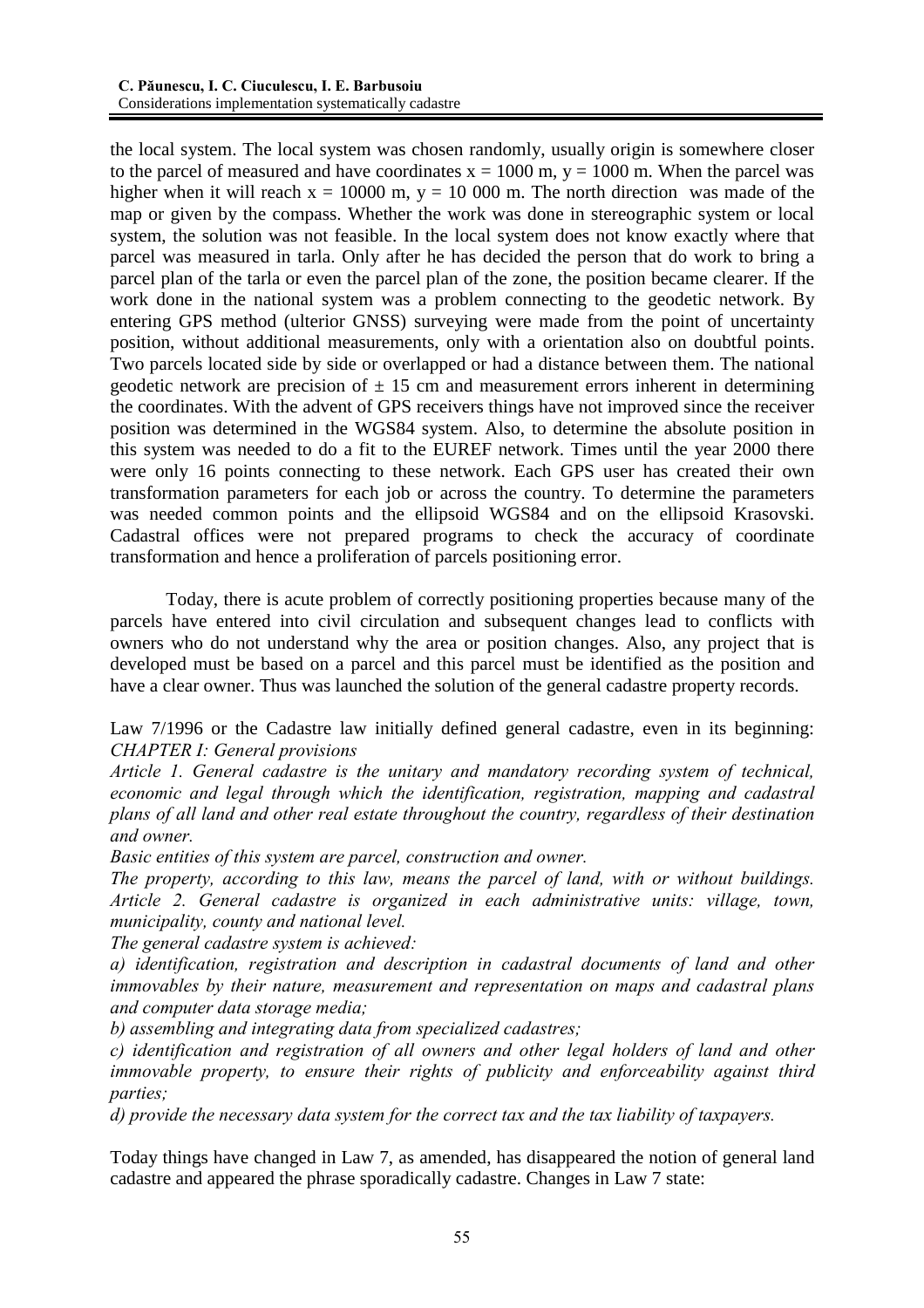the local system. The local system was chosen randomly, usually origin is somewhere closer to the parcel of measured and have coordinates x = 1000 m, y = 1000 m. When the parcel was higher when it will reach x = 10000 m, y = 10 000 m. The north direction was made of the map or given by the compass. Whether the work was done in stereographic system or local system, the solution was not feasible. In the local system does not know exactly where that parcel was measured in tarla. Only after he has decided the person that do work to bring a parcel plan of the tarla or even the parcel plan of the zone, the position became clearer. If the work done in the national system was a problem connecting to the geodetic network. By entering GPS method (ulterior GNSS) surveying were made from the point of uncertainty position, without additional measurements, only with a orientation also on doubtful points. Two parcels located side by side or overlapped or had a distance between them. The national geodetic network are precision of ± 15 cm and measurement errors inherent in determining the coordinates. With the advent of GPS receivers things have not improved since the receiver position was determined in the WGS84 system. Also, to determine the absolute position in this system was needed to do a fit to the EUREF network. Times until the year 2000 there were only 16 points connecting to these network. Each GPS user has created their own transformation parameters for each job or across the country. To determine the parameters was needed common points and the ellipsoid WGS84 and on the ellipsoid Krasovski. Cadastral offices were not prepared programs to check the accuracy of coordinate transformation and hence a proliferation of parcels positioning error.

Today, there is acute problem of correctly positioning properties because many of the parcels have entered into civil circulation and subsequent changes lead to conflicts with owners who do not understand why the area or position changes. Also, any project that is developed must be based on a parcel and this parcel must be identified as the position and have a clear owner. Thus was launched the solution of the general cadastre property records.

Law 7/1996 or the Cadastre law initially defined general cadastre, even in its beginning:
*CHAPTER I: General provisions*

*Article 1. General cadastre is the unitary and mandatory recording system of technical, economic and legal through which the identification, registration, mapping and cadastral plans of all land and other real estate throughout the country, regardless of their destination and owner.*

*Basic entities of this system are parcel, construction and owner.*

*The property, according to this law, means the parcel of land, with or without buildings.*

*Article 2. General cadastre is organized in each administrative units: village, town, municipality, county and national level.*

*The general cadastre system is achieved:*

*a) identification, registration and description in cadastral documents of land and other immovables by their nature, measurement and representation on maps and cadastral plans and computer data storage media;*

*b) assembling and integrating data from specialized cadastres;*

*c) identification and registration of all owners and other legal holders of land and other immovable property, to ensure their rights of publicity and enforceability against third parties;*

*d) provide the necessary data system for the correct tax and the tax liability of taxpayers.*

Today things have changed in Law 7, as amended, has disappeared the notion of general land cadastre and appeared the phrase sporadically cadastre. Changes in Law 7 state: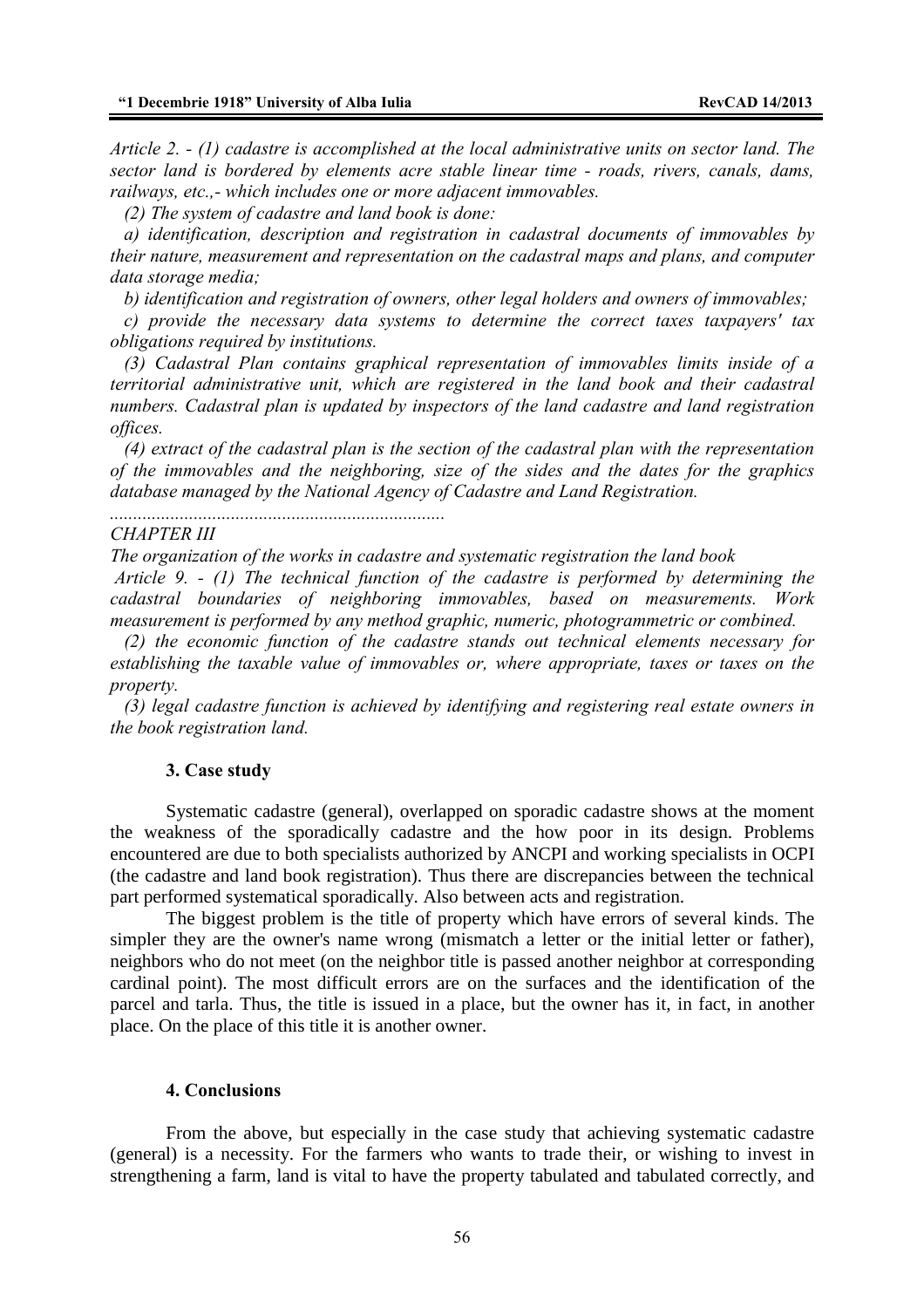*Article 2. - (1) cadastre is accomplished at the local administrative units on sector land. The sector land is bordered by elements acre stable linear time - roads, rivers, canals, dams, railways, etc.,- which includes one or more adjacent immovables.*

*(2) The system of cadastre and land book is done:*

*a) identification, description and registration in cadastral documents of immovables by their nature, measurement and representation on the cadastral maps and plans, and computer data storage media;*

*b) identification and registration of owners, other legal holders and owners of immovables;*

*c) provide the necessary data systems to determine the correct taxes taxpayers' tax obligations required by institutions.*

*(3) Cadastral Plan contains graphical representation of immovables limits inside of a territorial administrative unit, which are registered in the land book and their cadastral numbers. Cadastral plan is updated by inspectors of the land cadastre and land registration offices.*

*(4) extract of the cadastral plan is the section of the cadastral plan with the representation of the immovables and the neighboring, size of the sides and the dates for the graphics database managed by the National Agency of Cadastre and Land Registration.*

*........................................................................*

*CHAPTER III*

*The organization of the works in cadastre and systematic registration the land book*

*Article 9. - (1) The technical function of the cadastre is performed by determining the cadastral boundaries of neighboring immovables, based on measurements. Work measurement is performed by any method graphic, numeric, photogrammetric or combined.*

*(2) the economic function of the cadastre stands out technical elements necessary for establishing the taxable value of immovables or, where appropriate, taxes or taxes on the property.*

*(3) legal cadastre function is achieved by identifying and registering real estate owners in the book registration land.*

## 3. Case study

Systematic cadastre (general), overlapped on sporadic cadastre shows at the moment the weakness of the sporadically cadastre and the how poor in its design. Problems encountered are due to both specialists authorized by ANCPI and working specialists in OCPI (the cadastre and land book registration). Thus there are discrepancies between the technical part performed systematical sporadically. Also between acts and registration.

The biggest problem is the title of property which have errors of several kinds. The simpler they are the owner's name wrong (mismatch a letter or the initial letter or father), neighbors who do not meet (on the neighbor title is passed another neighbor at corresponding cardinal point). The most difficult errors are on the surfaces and the identification of the parcel and tarla. Thus, the title is issued in a place, but the owner has it, in fact, in another place. On the place of this title it is another owner.

## 4. Conclusions

From the above, but especially in the case study that achieving systematic cadastre (general) is a necessity. For the farmers who wants to trade their, or wishing to invest in strengthening a farm, land is vital to have the property tabulated and tabulated correctly, and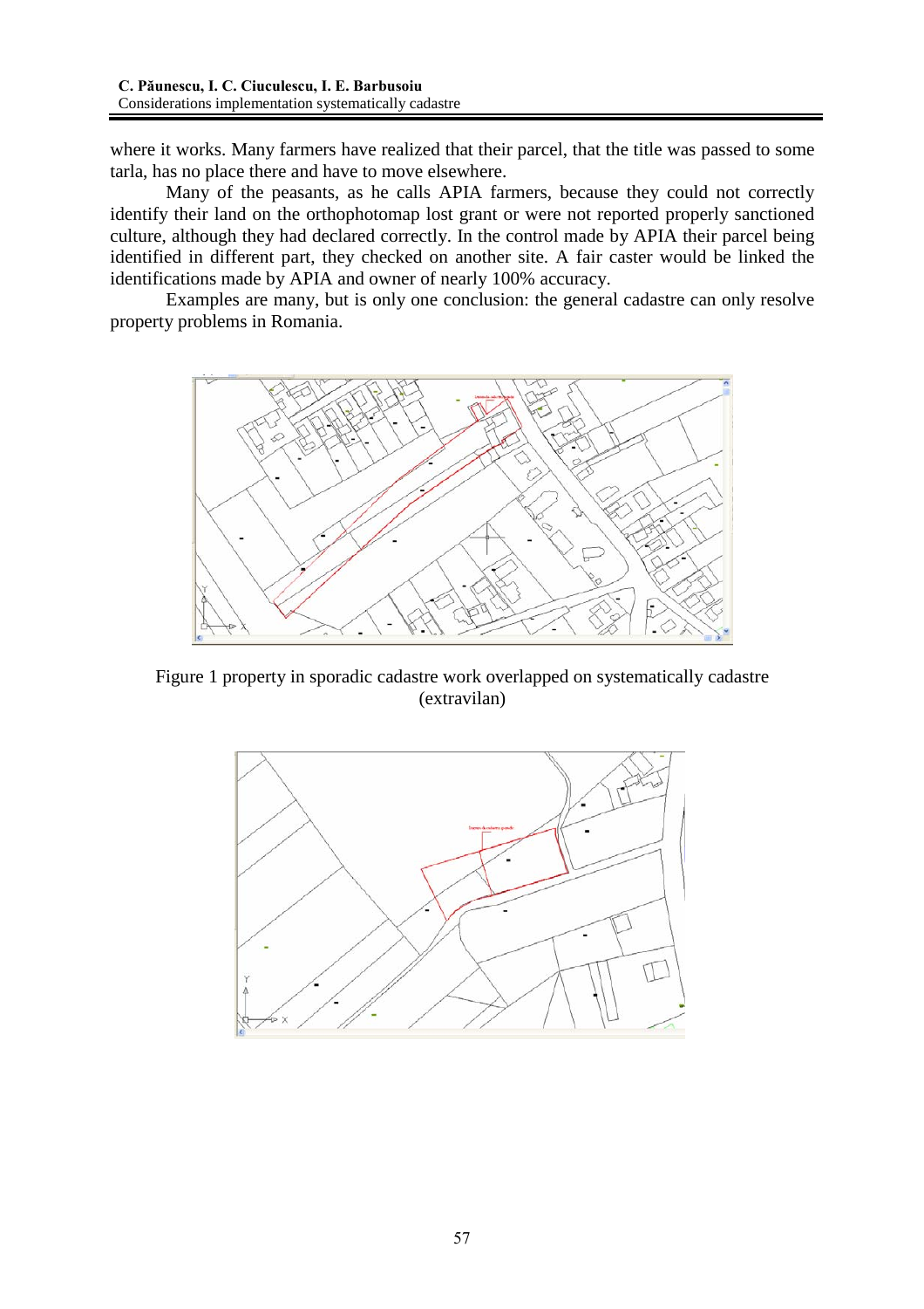where it works. Many farmers have realized that their parcel, that the title was passed to some tarla, has no place there and have to move elsewhere.

Many of the peasants, as he calls APIA farmers, because they could not correctly identify their land on the orthophotomap lost grant or were not reported properly sanctioned culture, although they had declared correctly. In the control made by APIA their parcel being identified in different part, they checked on another site. A fair caster would be linked the identifications made by APIA and owner of nearly 100% accuracy.

Examples are many, but is only one conclusion: the general cadastre can only resolve property problems in Romania.

Figure 1 property in sporadic cadastre work overlapped on systematically cadastre (extravilan)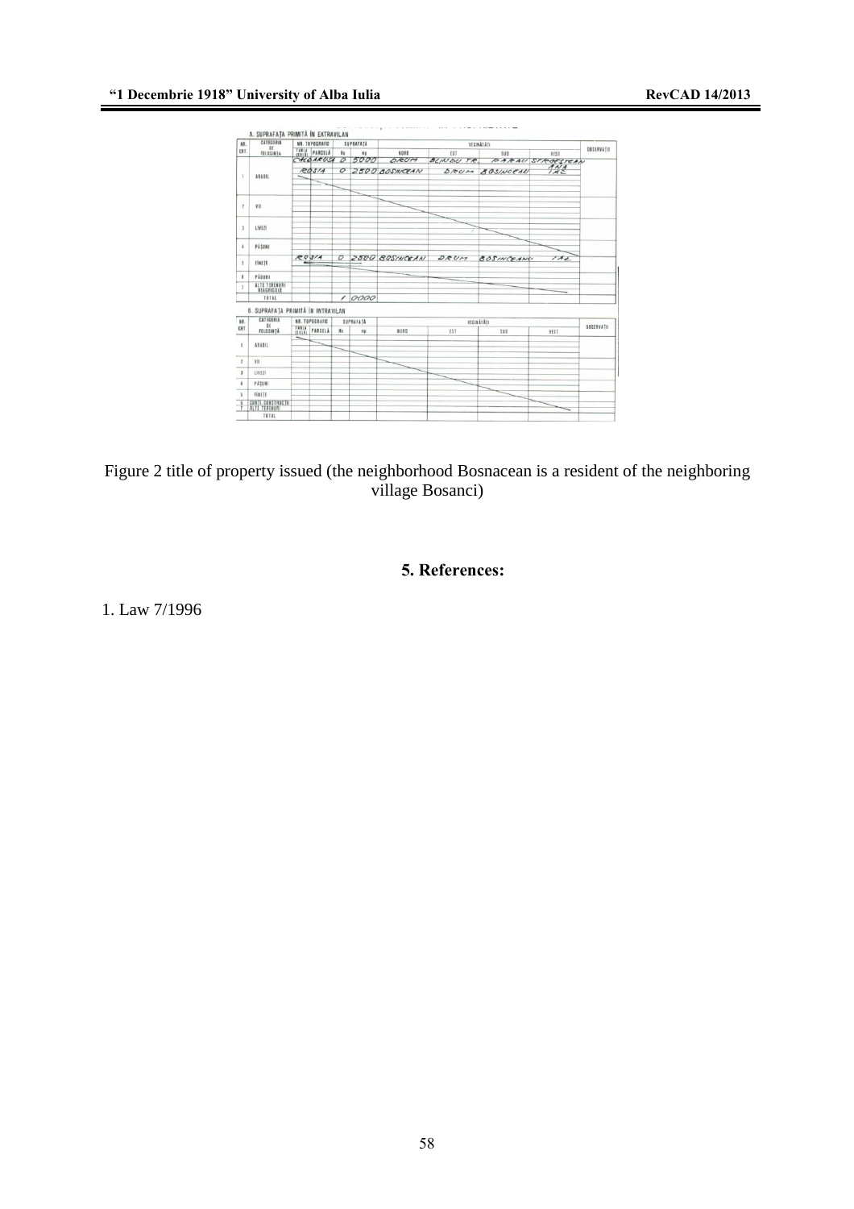A. SUPRAFAȚA PRIMITĂ ÎN EXTRAVILAN

| NR. CRT. | CATEGORIA DE FOLOSINȚĂ | NR. TOPOGRAFIC TARLA (SOLA) | NR. TOPOGRAFIC PARCELĂ | SUPRAFAȚA Ha | SUPRAFAȚA mp | VECINĂTĂȚI NORD | VECINĂTĂȚI EST | VECINĂTĂȚI SUD | VECINĂTĂȚI VEST | OBSERVAȚII |
|---|---|---|---|---|---|---|---|---|---|---|
| | | CHEGAROSA | | 0 | 5000 | DRUM | BLINDU TR. | PARAU | STROESCEAN ANA | |
| 1 | ARABIL | ROȘIA | | 0 | 2500 | BOSINCEAN | DRUM | BOSINCEAN | IAZ | |
| 2 | VII | | | | | | | | | |
| 3 | LIVEZI | | | | | | | | | |
| 4 | PĂȘUNI | | | | | | | | | |
| 5 | FINEȚE | ROȘIA | | 0 | 2500 | BOSINCEAN | DRUM | BOSINCEANU | IAZ | |
| 6 | PĂDURI | | | | | | | | | |
| 7 | ALTE TERENURI NEAGRICOLE | | | | | | | | | |
| | TOTAL | | | 1 | 0000 | | | | | |

B. SUPRAFAȚA PRIMITĂ ÎN INTRAVILAN

| NR. CRT. | CATEGORIA DE FOLOSINȚĂ | NR. TOPOGRAFIC TARLA (SOLA) | NR. TOPOGRAFIC PARCELĂ | SUPRAFAȚA Ha | SUPRAFAȚA mp | VECINĂTĂȚI NORD | VECINĂTĂȚI EST | VECINĂTĂȚI SUD | VECINĂTĂȚI VEST | OBSERVAȚII |
|---|---|---|---|---|---|---|---|---|---|---|
| 1 | ARABIL | | | | | | | | | |
| 2 | VII | | | | | | | | | |
| 3 | LIVEZI | | | | | | | | | |
| 4 | PĂȘUNI | | | | | | | | | |
| 5 | FINEȚE | | | | | | | | | |
| 6 | CURȚI, CONSTRUCȚII | | | | | | | | | |
| 7 | ALTE TERENURI | | | | | | | | | |
| | TOTAL | | | | | | | | | |

Figure 2 title of property issued (the neighborhood Bosnacean is a resident of the neighboring village Bosanci)

## 5. References:

1. Law 7/1996